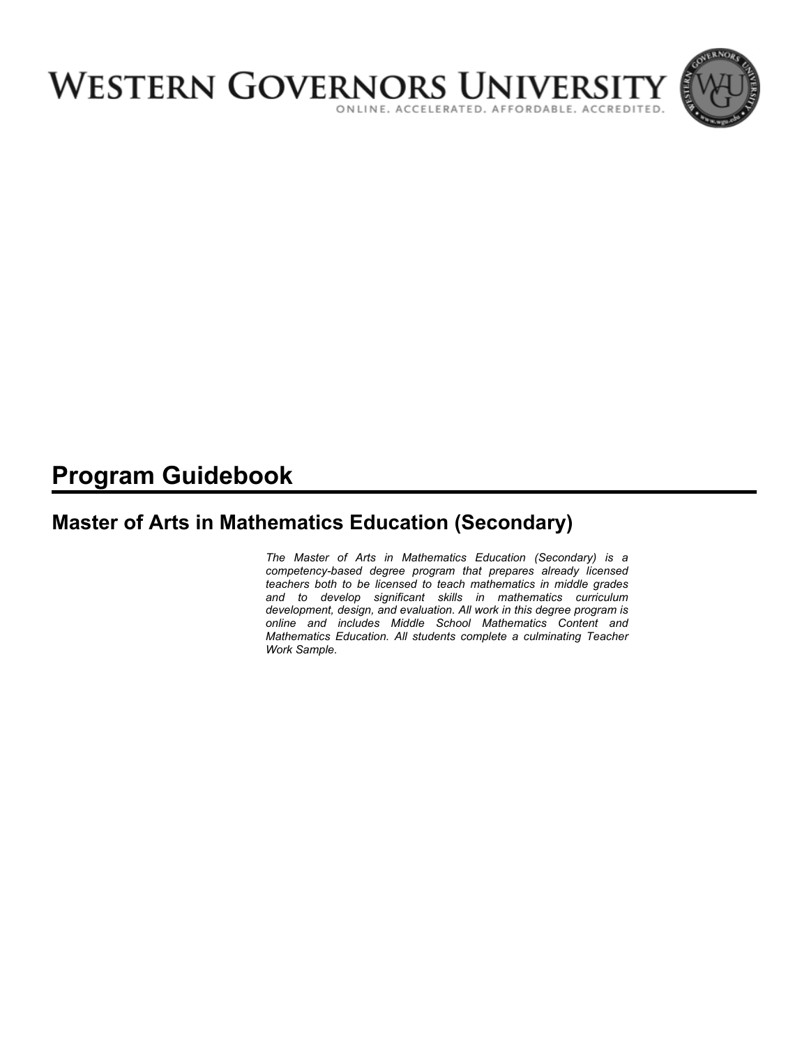# WESTERN GOVERNORS UNIVERSITY

ONLINE. ACCELERATED. AFFORDABLE. ACCREDITED.

## Program Guidebook

### Master of Arts in Mathematics Education (Secondary)

*The Master of Arts in Mathematics Education (Secondary) is a competency-based degree program that prepares already licensed teachers both to be licensed to teach mathematics in middle grades and to develop significant skills in mathematics curriculum development, design, and evaluation. All work in this degree program is online and includes Middle School Mathematics Content and Mathematics Education. All students complete a culminating Teacher Work Sample.*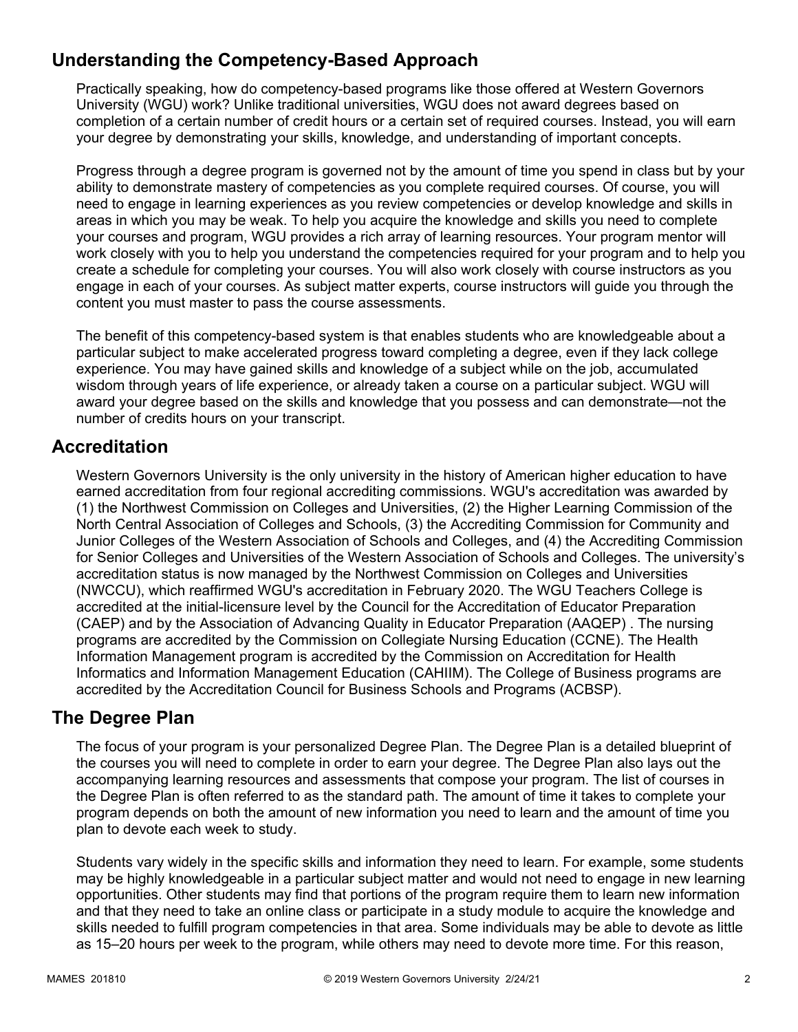## Understanding the Competency-Based Approach

Practically speaking, how do competency-based programs like those offered at Western Governors University (WGU) work? Unlike traditional universities, WGU does not award degrees based on completion of a certain number of credit hours or a certain set of required courses. Instead, you will earn your degree by demonstrating your skills, knowledge, and understanding of important concepts.

Progress through a degree program is governed not by the amount of time you spend in class but by your ability to demonstrate mastery of competencies as you complete required courses. Of course, you will need to engage in learning experiences as you review competencies or develop knowledge and skills in areas in which you may be weak. To help you acquire the knowledge and skills you need to complete your courses and program, WGU provides a rich array of learning resources. Your program mentor will work closely with you to help you understand the competencies required for your program and to help you create a schedule for completing your courses. You will also work closely with course instructors as you engage in each of your courses. As subject matter experts, course instructors will guide you through the content you must master to pass the course assessments.

The benefit of this competency-based system is that enables students who are knowledgeable about a particular subject to make accelerated progress toward completing a degree, even if they lack college experience. You may have gained skills and knowledge of a subject while on the job, accumulated wisdom through years of life experience, or already taken a course on a particular subject. WGU will award your degree based on the skills and knowledge that you possess and can demonstrate—not the number of credits hours on your transcript.

## Accreditation

Western Governors University is the only university in the history of American higher education to have earned accreditation from four regional accrediting commissions. WGU's accreditation was awarded by (1) the Northwest Commission on Colleges and Universities, (2) the Higher Learning Commission of the North Central Association of Colleges and Schools, (3) the Accrediting Commission for Community and Junior Colleges of the Western Association of Schools and Colleges, and (4) the Accrediting Commission for Senior Colleges and Universities of the Western Association of Schools and Colleges. The university's accreditation status is now managed by the Northwest Commission on Colleges and Universities (NWCCU), which reaffirmed WGU's accreditation in February 2020. The WGU Teachers College is accredited at the initial-licensure level by the Council for the Accreditation of Educator Preparation (CAEP) and by the Association of Advancing Quality in Educator Preparation (AAQEP) . The nursing programs are accredited by the Commission on Collegiate Nursing Education (CCNE). The Health Information Management program is accredited by the Commission on Accreditation for Health Informatics and Information Management Education (CAHIIM). The College of Business programs are accredited by the Accreditation Council for Business Schools and Programs (ACBSP).

## The Degree Plan

The focus of your program is your personalized Degree Plan. The Degree Plan is a detailed blueprint of the courses you will need to complete in order to earn your degree. The Degree Plan also lays out the accompanying learning resources and assessments that compose your program. The list of courses in the Degree Plan is often referred to as the standard path. The amount of time it takes to complete your program depends on both the amount of new information you need to learn and the amount of time you plan to devote each week to study.

Students vary widely in the specific skills and information they need to learn. For example, some students may be highly knowledgeable in a particular subject matter and would not need to engage in new learning opportunities. Other students may find that portions of the program require them to learn new information and that they need to take an online class or participate in a study module to acquire the knowledge and skills needed to fulfill program competencies in that area. Some individuals may be able to devote as little as 15–20 hours per week to the program, while others may need to devote more time. For this reason,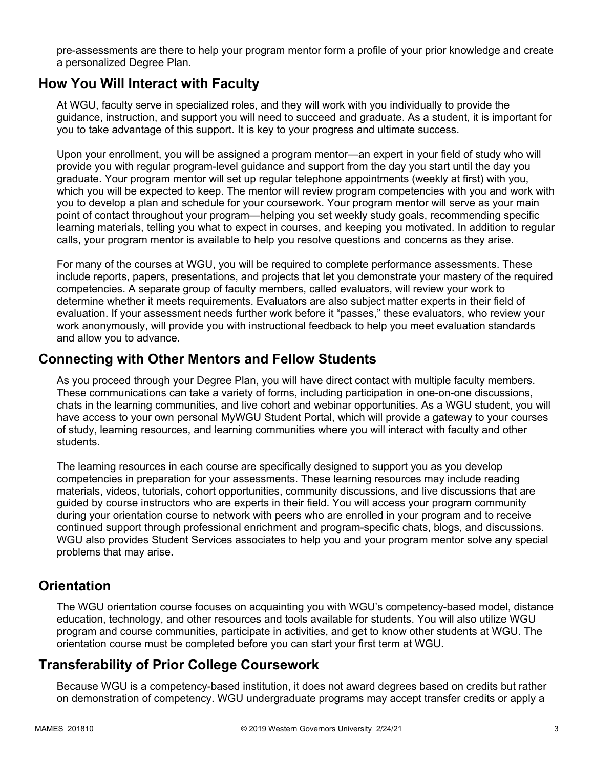pre-assessments are there to help your program mentor form a profile of your prior knowledge and create a personalized Degree Plan.

## How You Will Interact with Faculty

At WGU, faculty serve in specialized roles, and they will work with you individually to provide the guidance, instruction, and support you will need to succeed and graduate. As a student, it is important for you to take advantage of this support. It is key to your progress and ultimate success.

Upon your enrollment, you will be assigned a program mentor—an expert in your field of study who will provide you with regular program-level guidance and support from the day you start until the day you graduate. Your program mentor will set up regular telephone appointments (weekly at first) with you, which you will be expected to keep. The mentor will review program competencies with you and work with you to develop a plan and schedule for your coursework. Your program mentor will serve as your main point of contact throughout your program—helping you set weekly study goals, recommending specific learning materials, telling you what to expect in courses, and keeping you motivated. In addition to regular calls, your program mentor is available to help you resolve questions and concerns as they arise.

For many of the courses at WGU, you will be required to complete performance assessments. These include reports, papers, presentations, and projects that let you demonstrate your mastery of the required competencies. A separate group of faculty members, called evaluators, will review your work to determine whether it meets requirements. Evaluators are also subject matter experts in their field of evaluation. If your assessment needs further work before it "passes," these evaluators, who review your work anonymously, will provide you with instructional feedback to help you meet evaluation standards and allow you to advance.

## Connecting with Other Mentors and Fellow Students

As you proceed through your Degree Plan, you will have direct contact with multiple faculty members. These communications can take a variety of forms, including participation in one-on-one discussions, chats in the learning communities, and live cohort and webinar opportunities. As a WGU student, you will have access to your own personal MyWGU Student Portal, which will provide a gateway to your courses of study, learning resources, and learning communities where you will interact with faculty and other students.

The learning resources in each course are specifically designed to support you as you develop competencies in preparation for your assessments. These learning resources may include reading materials, videos, tutorials, cohort opportunities, community discussions, and live discussions that are guided by course instructors who are experts in their field. You will access your program community during your orientation course to network with peers who are enrolled in your program and to receive continued support through professional enrichment and program-specific chats, blogs, and discussions. WGU also provides Student Services associates to help you and your program mentor solve any special problems that may arise.

## Orientation

The WGU orientation course focuses on acquainting you with WGU's competency-based model, distance education, technology, and other resources and tools available for students. You will also utilize WGU program and course communities, participate in activities, and get to know other students at WGU. The orientation course must be completed before you can start your first term at WGU.

## Transferability of Prior College Coursework

Because WGU is a competency-based institution, it does not award degrees based on credits but rather on demonstration of competency. WGU undergraduate programs may accept transfer credits or apply a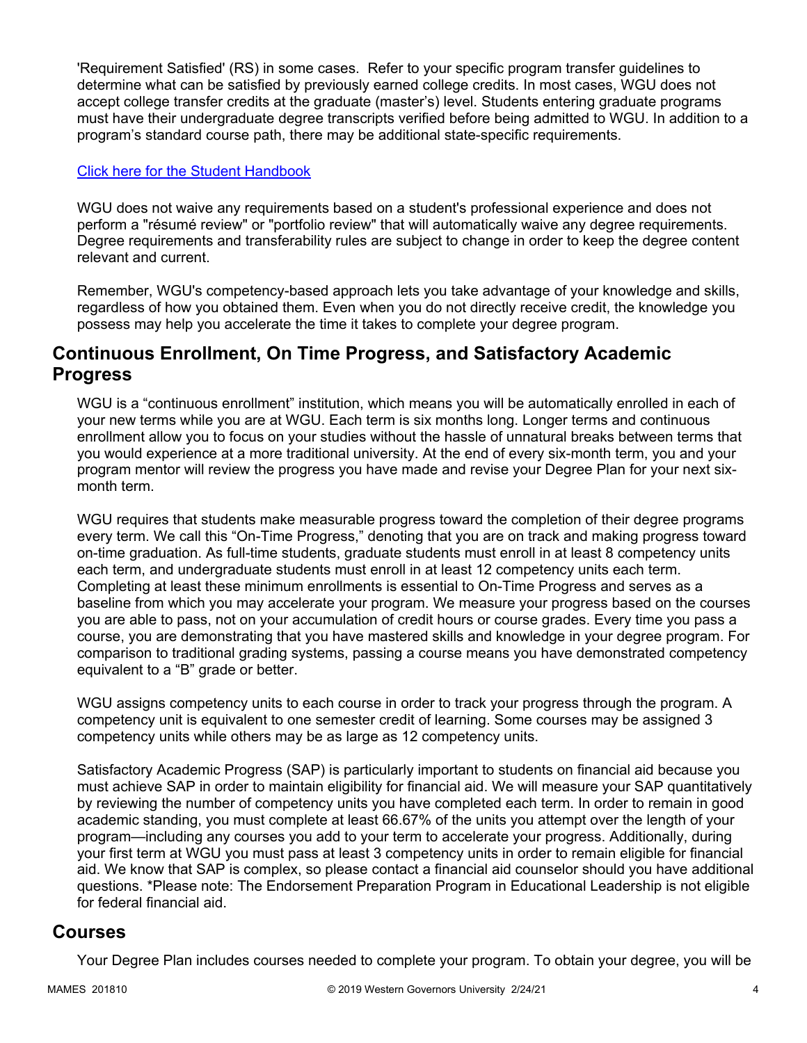'Requirement Satisfied' (RS) in some cases. Refer to your specific program transfer guidelines to determine what can be satisfied by previously earned college credits. In most cases, WGU does not accept college transfer credits at the graduate (master's) level. Students entering graduate programs must have their undergraduate degree transcripts verified before being admitted to WGU. In addition to a program's standard course path, there may be additional state-specific requirements.

[Click here for the Student Handbook]

WGU does not waive any requirements based on a student's professional experience and does not perform a "résumé review" or "portfolio review" that will automatically waive any degree requirements. Degree requirements and transferability rules are subject to change in order to keep the degree content relevant and current.

Remember, WGU's competency-based approach lets you take advantage of your knowledge and skills, regardless of how you obtained them. Even when you do not directly receive credit, the knowledge you possess may help you accelerate the time it takes to complete your degree program.

## Continuous Enrollment, On Time Progress, and Satisfactory Academic Progress

WGU is a "continuous enrollment" institution, which means you will be automatically enrolled in each of your new terms while you are at WGU. Each term is six months long. Longer terms and continuous enrollment allow you to focus on your studies without the hassle of unnatural breaks between terms that you would experience at a more traditional university. At the end of every six-month term, you and your program mentor will review the progress you have made and revise your Degree Plan for your next six-month term.

WGU requires that students make measurable progress toward the completion of their degree programs every term. We call this "On-Time Progress," denoting that you are on track and making progress toward on-time graduation. As full-time students, graduate students must enroll in at least 8 competency units each term, and undergraduate students must enroll in at least 12 competency units each term. Completing at least these minimum enrollments is essential to On-Time Progress and serves as a baseline from which you may accelerate your program. We measure your progress based on the courses you are able to pass, not on your accumulation of credit hours or course grades. Every time you pass a course, you are demonstrating that you have mastered skills and knowledge in your degree program. For comparison to traditional grading systems, passing a course means you have demonstrated competency equivalent to a "B" grade or better.

WGU assigns competency units to each course in order to track your progress through the program. A competency unit is equivalent to one semester credit of learning. Some courses may be assigned 3 competency units while others may be as large as 12 competency units.

Satisfactory Academic Progress (SAP) is particularly important to students on financial aid because you must achieve SAP in order to maintain eligibility for financial aid. We will measure your SAP quantitatively by reviewing the number of competency units you have completed each term. In order to remain in good academic standing, you must complete at least 66.67% of the units you attempt over the length of your program—including any courses you add to your term to accelerate your progress. Additionally, during your first term at WGU you must pass at least 3 competency units in order to remain eligible for financial aid. We know that SAP is complex, so please contact a financial aid counselor should you have additional questions. *Please note: The Endorsement Preparation Program in Educational Leadership is not eligible for federal financial aid.

## Courses

Your Degree Plan includes courses needed to complete your program. To obtain your degree, you will be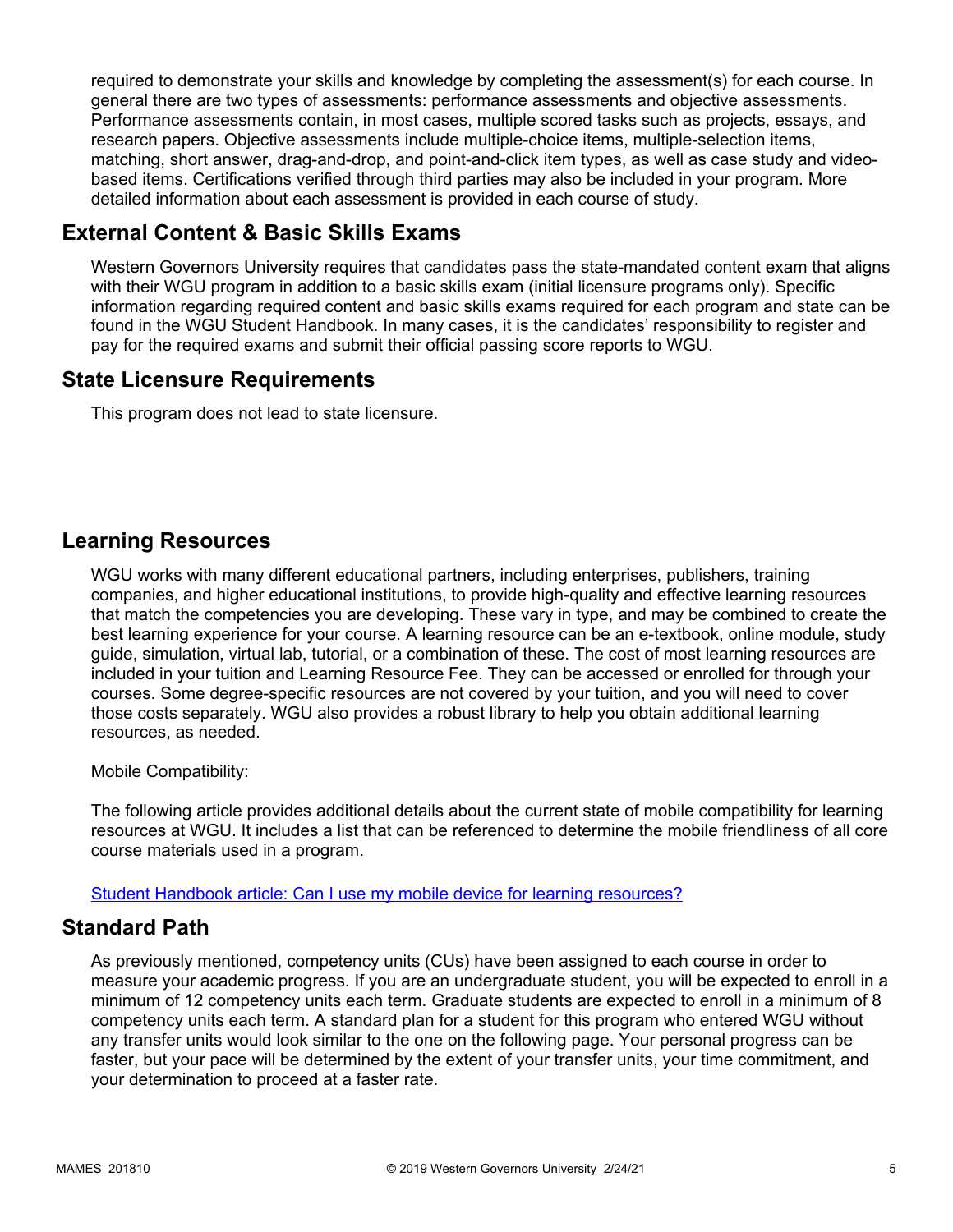required to demonstrate your skills and knowledge by completing the assessment(s) for each course. In general there are two types of assessments: performance assessments and objective assessments. Performance assessments contain, in most cases, multiple scored tasks such as projects, essays, and research papers. Objective assessments include multiple-choice items, multiple-selection items, matching, short answer, drag-and-drop, and point-and-click item types, as well as case study and video-based items. Certifications verified through third parties may also be included in your program. More detailed information about each assessment is provided in each course of study.

## External Content & Basic Skills Exams

Western Governors University requires that candidates pass the state-mandated content exam that aligns with their WGU program in addition to a basic skills exam (initial licensure programs only). Specific information regarding required content and basic skills exams required for each program and state can be found in the WGU Student Handbook. In many cases, it is the candidates' responsibility to register and pay for the required exams and submit their official passing score reports to WGU.

## State Licensure Requirements

This program does not lead to state licensure.

## Learning Resources

WGU works with many different educational partners, including enterprises, publishers, training companies, and higher educational institutions, to provide high-quality and effective learning resources that match the competencies you are developing. These vary in type, and may be combined to create the best learning experience for your course. A learning resource can be an e-textbook, online module, study guide, simulation, virtual lab, tutorial, or a combination of these. The cost of most learning resources are included in your tuition and Learning Resource Fee. They can be accessed or enrolled for through your courses. Some degree-specific resources are not covered by your tuition, and you will need to cover those costs separately. WGU also provides a robust library to help you obtain additional learning resources, as needed.

Mobile Compatibility:

The following article provides additional details about the current state of mobile compatibility for learning resources at WGU. It includes a list that can be referenced to determine the mobile friendliness of all core course materials used in a program.

Student Handbook article: Can I use my mobile device for learning resources?

## Standard Path

As previously mentioned, competency units (CUs) have been assigned to each course in order to measure your academic progress. If you are an undergraduate student, you will be expected to enroll in a minimum of 12 competency units each term. Graduate students are expected to enroll in a minimum of 8 competency units each term. A standard plan for a student for this program who entered WGU without any transfer units would look similar to the one on the following page. Your personal progress can be faster, but your pace will be determined by the extent of your transfer units, your time commitment, and your determination to proceed at a faster rate.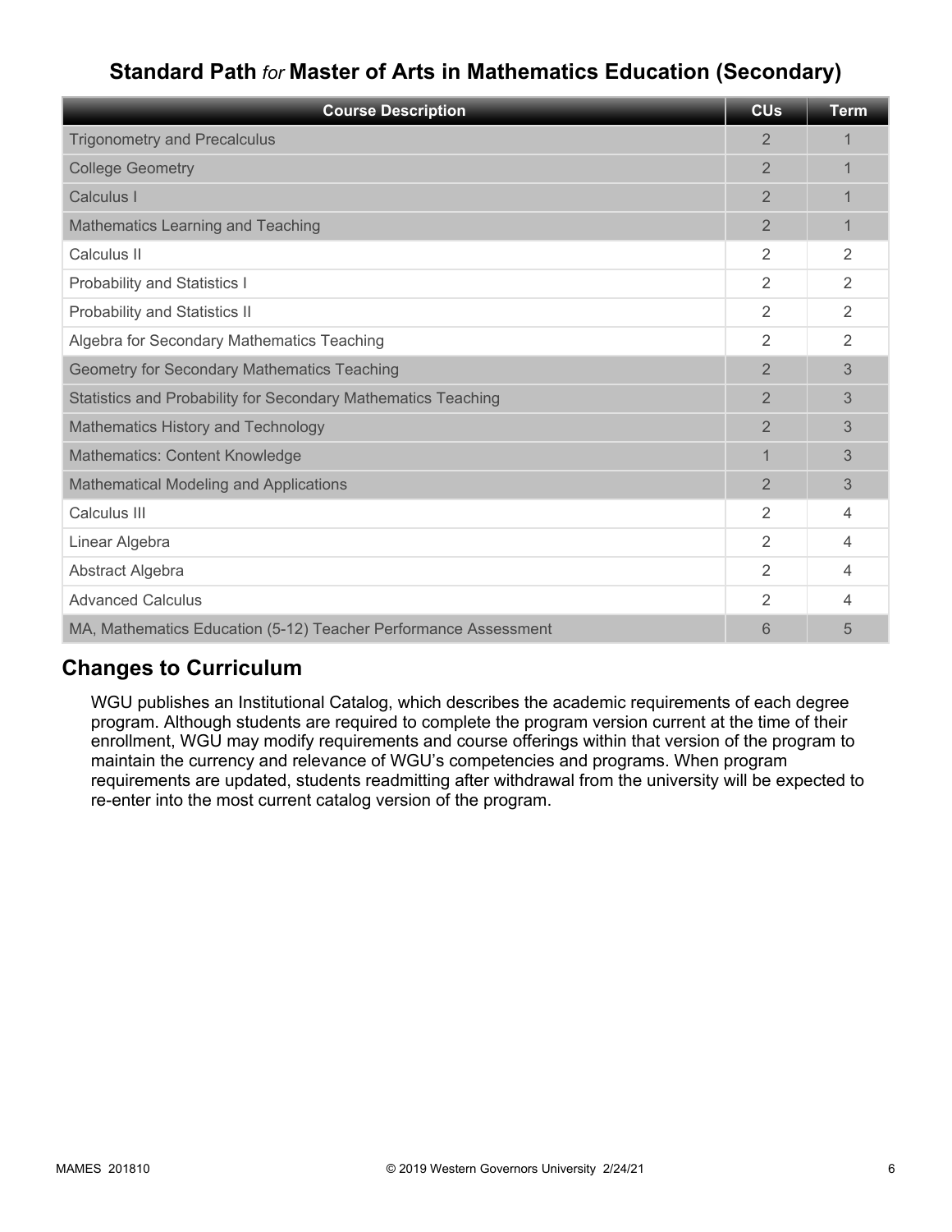## Standard Path *for* Master of Arts in Mathematics Education (Secondary)

| Course Description | CUs | Term |
|---|---|---|
| Trigonometry and Precalculus | 2 | 1 |
| College Geometry | 2 | 1 |
| Calculus I | 2 | 1 |
| Mathematics Learning and Teaching | 2 | 1 |
| Calculus II | 2 | 2 |
| Probability and Statistics I | 2 | 2 |
| Probability and Statistics II | 2 | 2 |
| Algebra for Secondary Mathematics Teaching | 2 | 2 |
| Geometry for Secondary Mathematics Teaching | 2 | 3 |
| Statistics and Probability for Secondary Mathematics Teaching | 2 | 3 |
| Mathematics History and Technology | 2 | 3 |
| Mathematics: Content Knowledge | 1 | 3 |
| Mathematical Modeling and Applications | 2 | 3 |
| Calculus III | 2 | 4 |
| Linear Algebra | 2 | 4 |
| Abstract Algebra | 2 | 4 |
| Advanced Calculus | 2 | 4 |
| MA, Mathematics Education (5-12) Teacher Performance Assessment | 6 | 5 |

## Changes to Curriculum

WGU publishes an Institutional Catalog, which describes the academic requirements of each degree program. Although students are required to complete the program version current at the time of their enrollment, WGU may modify requirements and course offerings within that version of the program to maintain the currency and relevance of WGU's competencies and programs. When program requirements are updated, students readmitting after withdrawal from the university will be expected to re-enter into the most current catalog version of the program.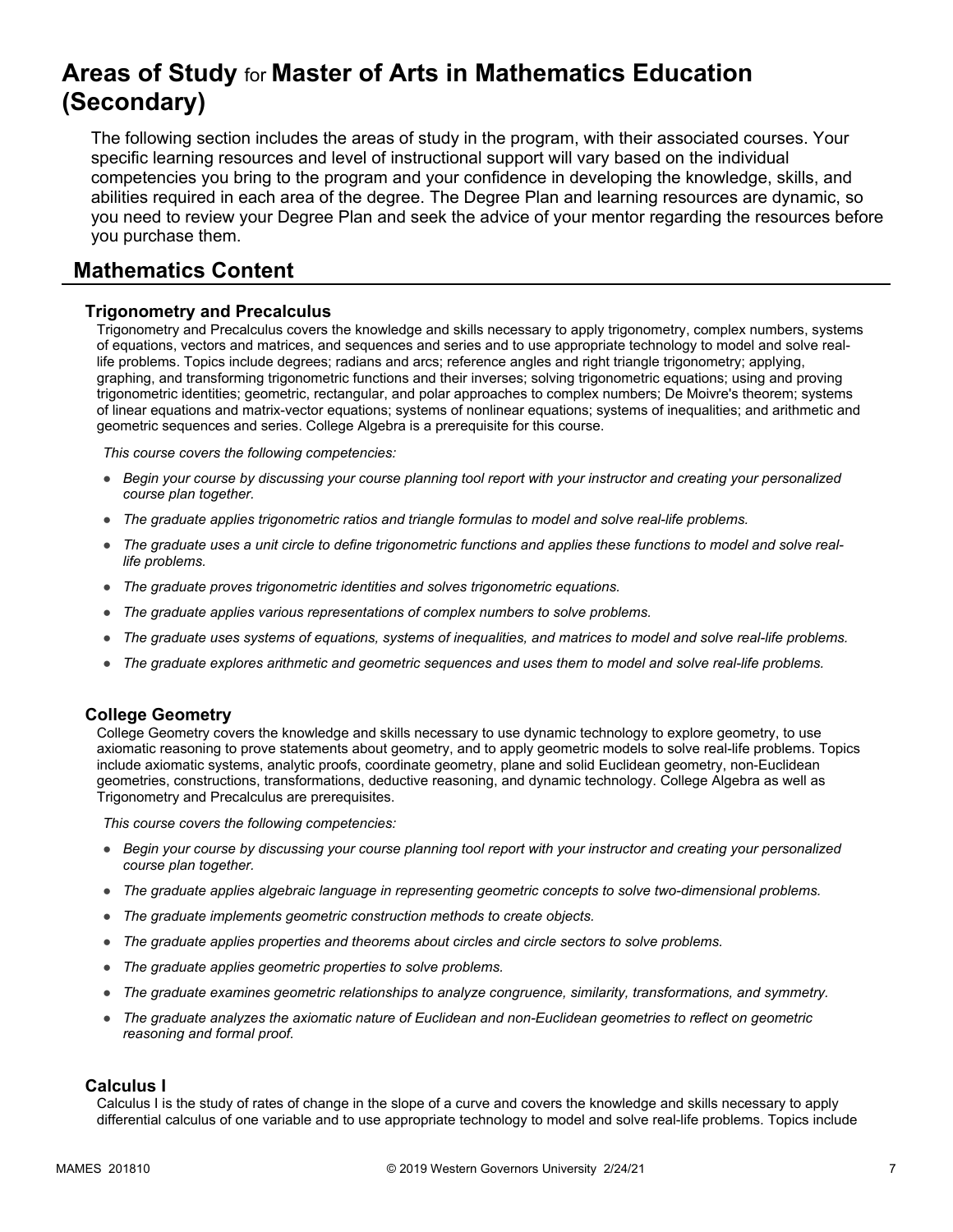# Areas of Study for Master of Arts in Mathematics Education (Secondary)

The following section includes the areas of study in the program, with their associated courses. Your specific learning resources and level of instructional support will vary based on the individual competencies you bring to the program and your confidence in developing the knowledge, skills, and abilities required in each area of the degree. The Degree Plan and learning resources are dynamic, so you need to review your Degree Plan and seek the advice of your mentor regarding the resources before you purchase them.

## Mathematics Content

### Trigonometry and Precalculus

Trigonometry and Precalculus covers the knowledge and skills necessary to apply trigonometry, complex numbers, systems of equations, vectors and matrices, and sequences and series and to use appropriate technology to model and solve real-life problems. Topics include degrees; radians and arcs; reference angles and right triangle trigonometry; applying, graphing, and transforming trigonometric functions and their inverses; solving trigonometric equations; using and proving trigonometric identities; geometric, rectangular, and polar approaches to complex numbers; De Moivre's theorem; systems of linear equations and matrix-vector equations; systems of nonlinear equations; systems of inequalities; and arithmetic and geometric sequences and series. College Algebra is a prerequisite for this course.

*This course covers the following competencies:*

- *Begin your course by discussing your course planning tool report with your instructor and creating your personalized course plan together.*
- *The graduate applies trigonometric ratios and triangle formulas to model and solve real-life problems.*
- *The graduate uses a unit circle to define trigonometric functions and applies these functions to model and solve real-life problems.*
- *The graduate proves trigonometric identities and solves trigonometric equations.*
- *The graduate applies various representations of complex numbers to solve problems.*
- *The graduate uses systems of equations, systems of inequalities, and matrices to model and solve real-life problems.*
- *The graduate explores arithmetic and geometric sequences and uses them to model and solve real-life problems.*

### College Geometry

College Geometry covers the knowledge and skills necessary to use dynamic technology to explore geometry, to use axiomatic reasoning to prove statements about geometry, and to apply geometric models to solve real-life problems. Topics include axiomatic systems, analytic proofs, coordinate geometry, plane and solid Euclidean geometry, non-Euclidean geometries, constructions, transformations, deductive reasoning, and dynamic technology. College Algebra as well as Trigonometry and Precalculus are prerequisites.

*This course covers the following competencies:*

- *Begin your course by discussing your course planning tool report with your instructor and creating your personalized course plan together.*
- *The graduate applies algebraic language in representing geometric concepts to solve two-dimensional problems.*
- *The graduate implements geometric construction methods to create objects.*
- *The graduate applies properties and theorems about circles and circle sectors to solve problems.*
- *The graduate applies geometric properties to solve problems.*
- *The graduate examines geometric relationships to analyze congruence, similarity, transformations, and symmetry.*
- *The graduate analyzes the axiomatic nature of Euclidean and non-Euclidean geometries to reflect on geometric reasoning and formal proof.*

### Calculus I

Calculus I is the study of rates of change in the slope of a curve and covers the knowledge and skills necessary to apply differential calculus of one variable and to use appropriate technology to model and solve real-life problems. Topics include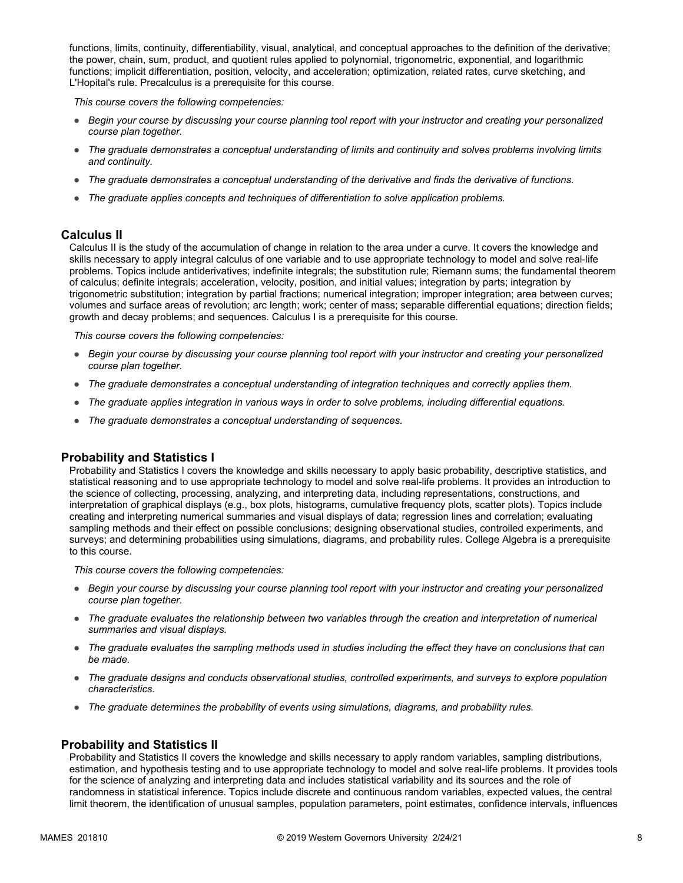functions, limits, continuity, differentiability, visual, analytical, and conceptual approaches to the definition of the derivative; the power, chain, sum, product, and quotient rules applied to polynomial, trigonometric, exponential, and logarithmic functions; implicit differentiation, position, velocity, and acceleration; optimization, related rates, curve sketching, and L'Hopital's rule. Precalculus is a prerequisite for this course.

*This course covers the following competencies:*

- *Begin your course by discussing your course planning tool report with your instructor and creating your personalized course plan together.*
- *The graduate demonstrates a conceptual understanding of limits and continuity and solves problems involving limits and continuity.*
- *The graduate demonstrates a conceptual understanding of the derivative and finds the derivative of functions.*
- *The graduate applies concepts and techniques of differentiation to solve application problems.*

### Calculus II

Calculus II is the study of the accumulation of change in relation to the area under a curve. It covers the knowledge and skills necessary to apply integral calculus of one variable and to use appropriate technology to model and solve real-life problems. Topics include antiderivatives; indefinite integrals; the substitution rule; Riemann sums; the fundamental theorem of calculus; definite integrals; acceleration, velocity, position, and initial values; integration by parts; integration by trigonometric substitution; integration by partial fractions; numerical integration; improper integration; area between curves; volumes and surface areas of revolution; arc length; work; center of mass; separable differential equations; direction fields; growth and decay problems; and sequences. Calculus I is a prerequisite for this course.

*This course covers the following competencies:*

- *Begin your course by discussing your course planning tool report with your instructor and creating your personalized course plan together.*
- *The graduate demonstrates a conceptual understanding of integration techniques and correctly applies them.*
- *The graduate applies integration in various ways in order to solve problems, including differential equations.*
- *The graduate demonstrates a conceptual understanding of sequences.*

### Probability and Statistics I

Probability and Statistics I covers the knowledge and skills necessary to apply basic probability, descriptive statistics, and statistical reasoning and to use appropriate technology to model and solve real-life problems. It provides an introduction to the science of collecting, processing, analyzing, and interpreting data, including representations, constructions, and interpretation of graphical displays (e.g., box plots, histograms, cumulative frequency plots, scatter plots). Topics include creating and interpreting numerical summaries and visual displays of data; regression lines and correlation; evaluating sampling methods and their effect on possible conclusions; designing observational studies, controlled experiments, and surveys; and determining probabilities using simulations, diagrams, and probability rules. College Algebra is a prerequisite to this course.

*This course covers the following competencies:*

- *Begin your course by discussing your course planning tool report with your instructor and creating your personalized course plan together.*
- *The graduate evaluates the relationship between two variables through the creation and interpretation of numerical summaries and visual displays.*
- *The graduate evaluates the sampling methods used in studies including the effect they have on conclusions that can be made.*
- *The graduate designs and conducts observational studies, controlled experiments, and surveys to explore population characteristics.*
- *The graduate determines the probability of events using simulations, diagrams, and probability rules.*

### Probability and Statistics II

Probability and Statistics II covers the knowledge and skills necessary to apply random variables, sampling distributions, estimation, and hypothesis testing and to use appropriate technology to model and solve real-life problems. It provides tools for the science of analyzing and interpreting data and includes statistical variability and its sources and the role of randomness in statistical inference. Topics include discrete and continuous random variables, expected values, the central limit theorem, the identification of unusual samples, population parameters, point estimates, confidence intervals, influences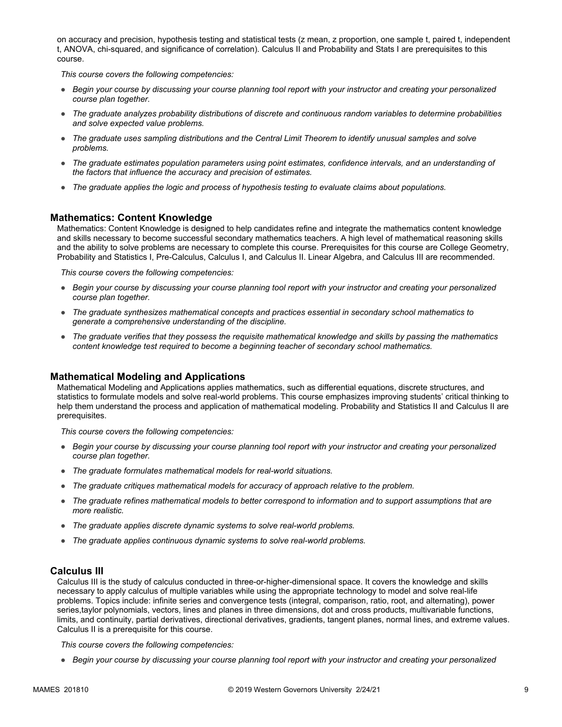on accuracy and precision, hypothesis testing and statistical tests (z mean, z proportion, one sample t, paired t, independent t, ANOVA, chi-squared, and significance of correlation). Calculus II and Probability and Stats I are prerequisites to this course.

*This course covers the following competencies:*

- *Begin your course by discussing your course planning tool report with your instructor and creating your personalized course plan together.*
- *The graduate analyzes probability distributions of discrete and continuous random variables to determine probabilities and solve expected value problems.*
- *The graduate uses sampling distributions and the Central Limit Theorem to identify unusual samples and solve problems.*
- *The graduate estimates population parameters using point estimates, confidence intervals, and an understanding of the factors that influence the accuracy and precision of estimates.*
- *The graduate applies the logic and process of hypothesis testing to evaluate claims about populations.*

### Mathematics: Content Knowledge

Mathematics: Content Knowledge is designed to help candidates refine and integrate the mathematics content knowledge and skills necessary to become successful secondary mathematics teachers. A high level of mathematical reasoning skills and the ability to solve problems are necessary to complete this course. Prerequisites for this course are College Geometry, Probability and Statistics I, Pre-Calculus, Calculus I, and Calculus II. Linear Algebra, and Calculus III are recommended.

*This course covers the following competencies:*

- *Begin your course by discussing your course planning tool report with your instructor and creating your personalized course plan together.*
- *The graduate synthesizes mathematical concepts and practices essential in secondary school mathematics to generate a comprehensive understanding of the discipline.*
- *The graduate verifies that they possess the requisite mathematical knowledge and skills by passing the mathematics content knowledge test required to become a beginning teacher of secondary school mathematics.*

### Mathematical Modeling and Applications

Mathematical Modeling and Applications applies mathematics, such as differential equations, discrete structures, and statistics to formulate models and solve real-world problems. This course emphasizes improving students' critical thinking to help them understand the process and application of mathematical modeling. Probability and Statistics II and Calculus II are prerequisites.

*This course covers the following competencies:*

- *Begin your course by discussing your course planning tool report with your instructor and creating your personalized course plan together.*
- *The graduate formulates mathematical models for real-world situations.*
- *The graduate critiques mathematical models for accuracy of approach relative to the problem.*
- *The graduate refines mathematical models to better correspond to information and to support assumptions that are more realistic.*
- *The graduate applies discrete dynamic systems to solve real-world problems.*
- *The graduate applies continuous dynamic systems to solve real-world problems.*

### Calculus III

Calculus III is the study of calculus conducted in three-or-higher-dimensional space. It covers the knowledge and skills necessary to apply calculus of multiple variables while using the appropriate technology to model and solve real-life problems. Topics include: infinite series and convergence tests (integral, comparison, ratio, root, and alternating), power series,taylor polynomials, vectors, lines and planes in three dimensions, dot and cross products, multivariable functions, limits, and continuity, partial derivatives, directional derivatives, gradients, tangent planes, normal lines, and extreme values. Calculus II is a prerequisite for this course.

*This course covers the following competencies:*

- *Begin your course by discussing your course planning tool report with your instructor and creating your personalized*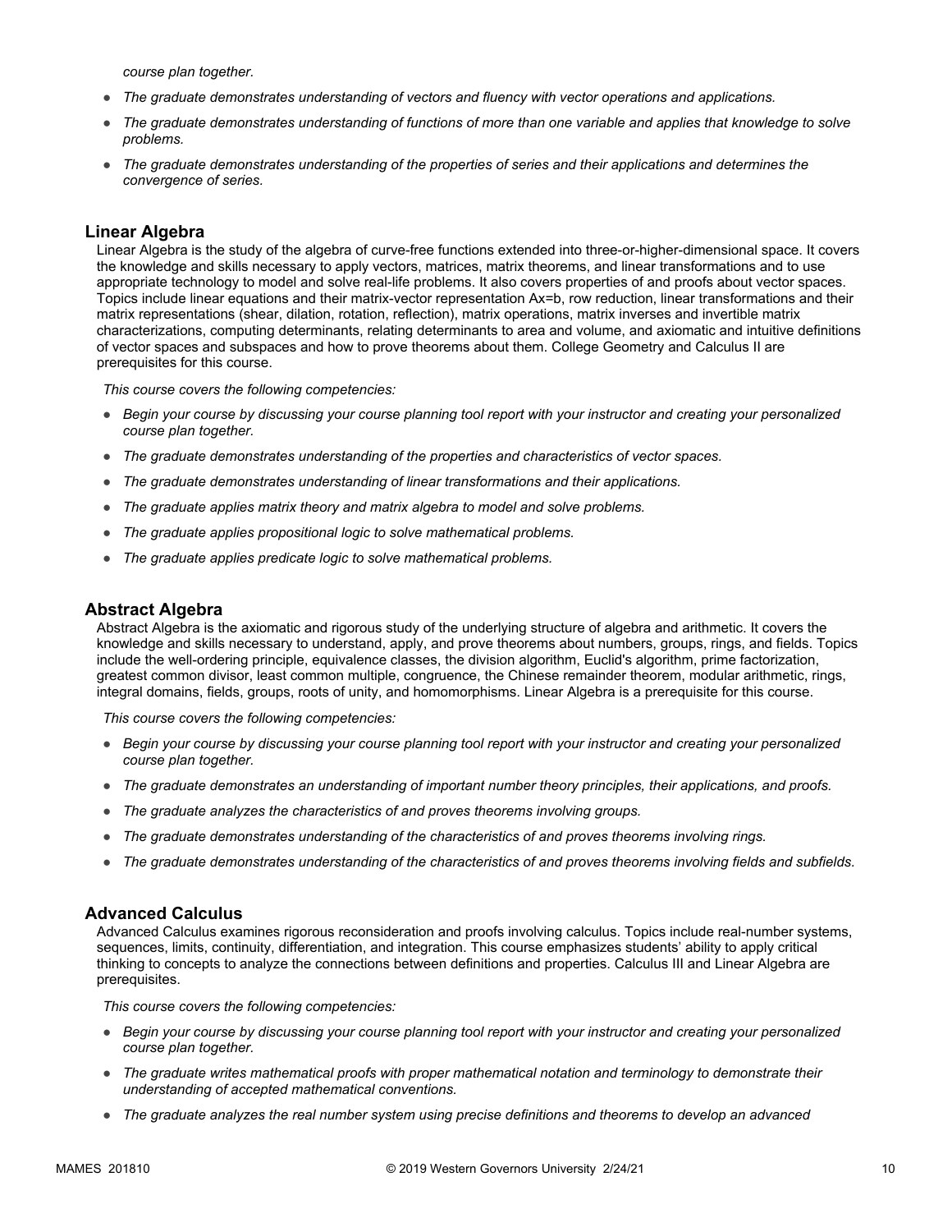*course plan together.*

- *The graduate demonstrates understanding of vectors and fluency with vector operations and applications.*
- *The graduate demonstrates understanding of functions of more than one variable and applies that knowledge to solve problems.*
- *The graduate demonstrates understanding of the properties of series and their applications and determines the convergence of series.*

### Linear Algebra

Linear Algebra is the study of the algebra of curve-free functions extended into three-or-higher-dimensional space. It covers the knowledge and skills necessary to apply vectors, matrices, matrix theorems, and linear transformations and to use appropriate technology to model and solve real-life problems. It also covers properties of and proofs about vector spaces. Topics include linear equations and their matrix-vector representation $Ax=b$, row reduction, linear transformations and their matrix representations (shear, dilation, rotation, reflection), matrix operations, matrix inverses and invertible matrix characterizations, computing determinants, relating determinants to area and volume, and axiomatic and intuitive definitions of vector spaces and subspaces and how to prove theorems about them. College Geometry and Calculus II are prerequisites for this course.

*This course covers the following competencies:*

- *Begin your course by discussing your course planning tool report with your instructor and creating your personalized course plan together.*
- *The graduate demonstrates understanding of the properties and characteristics of vector spaces.*
- *The graduate demonstrates understanding of linear transformations and their applications.*
- *The graduate applies matrix theory and matrix algebra to model and solve problems.*
- *The graduate applies propositional logic to solve mathematical problems.*
- *The graduate applies predicate logic to solve mathematical problems.*

### Abstract Algebra

Abstract Algebra is the axiomatic and rigorous study of the underlying structure of algebra and arithmetic. It covers the knowledge and skills necessary to understand, apply, and prove theorems about numbers, groups, rings, and fields. Topics include the well-ordering principle, equivalence classes, the division algorithm, Euclid's algorithm, prime factorization, greatest common divisor, least common multiple, congruence, the Chinese remainder theorem, modular arithmetic, rings, integral domains, fields, groups, roots of unity, and homomorphisms. Linear Algebra is a prerequisite for this course.

*This course covers the following competencies:*

- *Begin your course by discussing your course planning tool report with your instructor and creating your personalized course plan together.*
- *The graduate demonstrates an understanding of important number theory principles, their applications, and proofs.*
- *The graduate analyzes the characteristics of and proves theorems involving groups.*
- *The graduate demonstrates understanding of the characteristics of and proves theorems involving rings.*
- *The graduate demonstrates understanding of the characteristics of and proves theorems involving fields and subfields.*

### Advanced Calculus

Advanced Calculus examines rigorous reconsideration and proofs involving calculus. Topics include real-number systems, sequences, limits, continuity, differentiation, and integration. This course emphasizes students' ability to apply critical thinking to concepts to analyze the connections between definitions and properties. Calculus III and Linear Algebra are prerequisites.

*This course covers the following competencies:*

- *Begin your course by discussing your course planning tool report with your instructor and creating your personalized course plan together.*
- *The graduate writes mathematical proofs with proper mathematical notation and terminology to demonstrate their understanding of accepted mathematical conventions.*
- *The graduate analyzes the real number system using precise definitions and theorems to develop an advanced*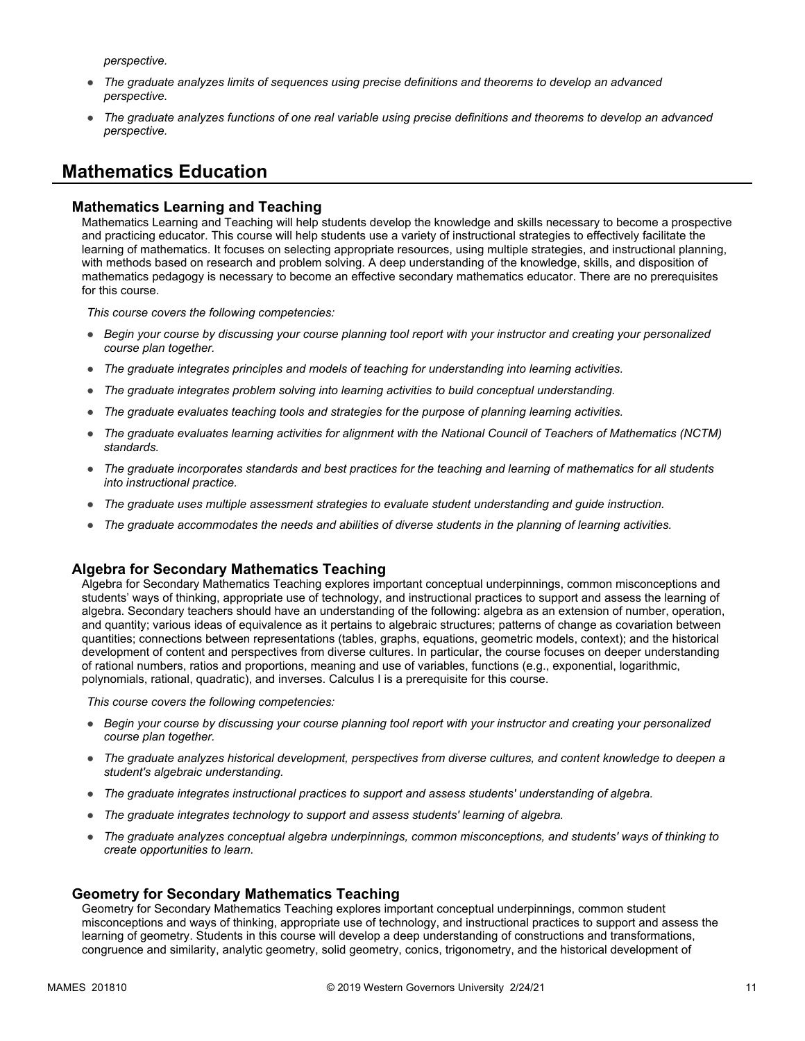*perspective.*

- *The graduate analyzes limits of sequences using precise definitions and theorems to develop an advanced perspective.*
- *The graduate analyzes functions of one real variable using precise definitions and theorems to develop an advanced perspective.*

# Mathematics Education

## Mathematics Learning and Teaching

Mathematics Learning and Teaching will help students develop the knowledge and skills necessary to become a prospective and practicing educator. This course will help students use a variety of instructional strategies to effectively facilitate the learning of mathematics. It focuses on selecting appropriate resources, using multiple strategies, and instructional planning, with methods based on research and problem solving. A deep understanding of the knowledge, skills, and disposition of mathematics pedagogy is necessary to become an effective secondary mathematics educator. There are no prerequisites for this course.

*This course covers the following competencies:*

- *Begin your course by discussing your course planning tool report with your instructor and creating your personalized course plan together.*
- *The graduate integrates principles and models of teaching for understanding into learning activities.*
- *The graduate integrates problem solving into learning activities to build conceptual understanding.*
- *The graduate evaluates teaching tools and strategies for the purpose of planning learning activities.*
- *The graduate evaluates learning activities for alignment with the National Council of Teachers of Mathematics (NCTM) standards.*
- *The graduate incorporates standards and best practices for the teaching and learning of mathematics for all students into instructional practice.*
- *The graduate uses multiple assessment strategies to evaluate student understanding and guide instruction.*
- *The graduate accommodates the needs and abilities of diverse students in the planning of learning activities.*

## Algebra for Secondary Mathematics Teaching

Algebra for Secondary Mathematics Teaching explores important conceptual underpinnings, common misconceptions and students' ways of thinking, appropriate use of technology, and instructional practices to support and assess the learning of algebra. Secondary teachers should have an understanding of the following: algebra as an extension of number, operation, and quantity; various ideas of equivalence as it pertains to algebraic structures; patterns of change as covariation between quantities; connections between representations (tables, graphs, equations, geometric models, context); and the historical development of content and perspectives from diverse cultures. In particular, the course focuses on deeper understanding of rational numbers, ratios and proportions, meaning and use of variables, functions (e.g., exponential, logarithmic, polynomials, rational, quadratic), and inverses. Calculus I is a prerequisite for this course.

*This course covers the following competencies:*

- *Begin your course by discussing your course planning tool report with your instructor and creating your personalized course plan together.*
- *The graduate analyzes historical development, perspectives from diverse cultures, and content knowledge to deepen a student's algebraic understanding.*
- *The graduate integrates instructional practices to support and assess students' understanding of algebra.*
- *The graduate integrates technology to support and assess students' learning of algebra.*
- *The graduate analyzes conceptual algebra underpinnings, common misconceptions, and students' ways of thinking to create opportunities to learn.*

## Geometry for Secondary Mathematics Teaching

Geometry for Secondary Mathematics Teaching explores important conceptual underpinnings, common student misconceptions and ways of thinking, appropriate use of technology, and instructional practices to support and assess the learning of geometry. Students in this course will develop a deep understanding of constructions and transformations, congruence and similarity, analytic geometry, solid geometry, conics, trigonometry, and the historical development of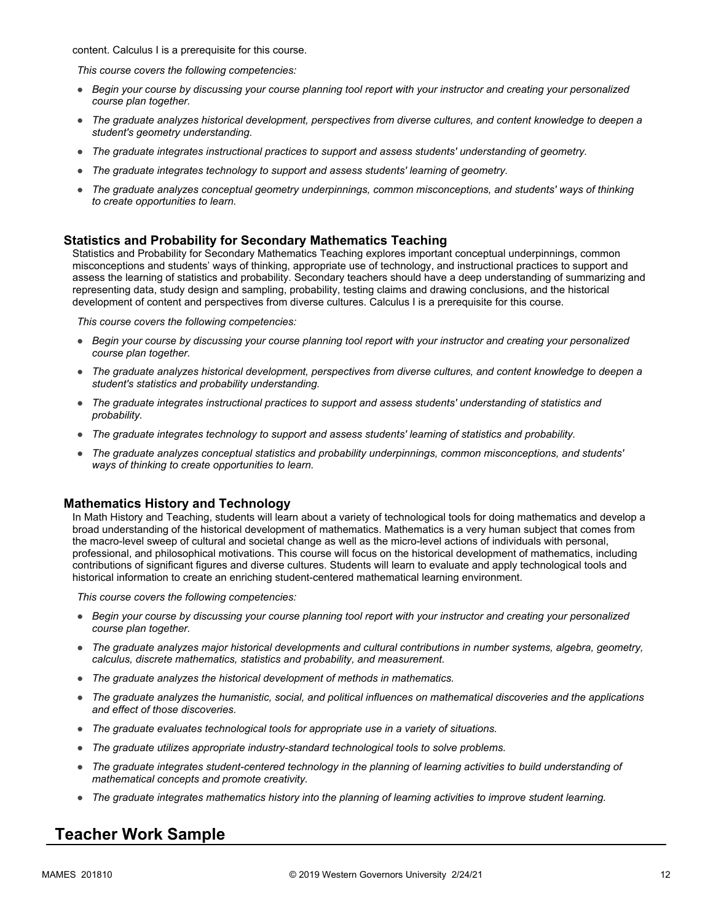content. Calculus I is a prerequisite for this course.

*This course covers the following competencies:*

- *Begin your course by discussing your course planning tool report with your instructor and creating your personalized course plan together.*
- *The graduate analyzes historical development, perspectives from diverse cultures, and content knowledge to deepen a student's geometry understanding.*
- *The graduate integrates instructional practices to support and assess students' understanding of geometry.*
- *The graduate integrates technology to support and assess students' learning of geometry.*
- *The graduate analyzes conceptual geometry underpinnings, common misconceptions, and students' ways of thinking to create opportunities to learn.*

### Statistics and Probability for Secondary Mathematics Teaching

Statistics and Probability for Secondary Mathematics Teaching explores important conceptual underpinnings, common misconceptions and students' ways of thinking, appropriate use of technology, and instructional practices to support and assess the learning of statistics and probability. Secondary teachers should have a deep understanding of summarizing and representing data, study design and sampling, probability, testing claims and drawing conclusions, and the historical development of content and perspectives from diverse cultures. Calculus I is a prerequisite for this course.

*This course covers the following competencies:*

- *Begin your course by discussing your course planning tool report with your instructor and creating your personalized course plan together.*
- *The graduate analyzes historical development, perspectives from diverse cultures, and content knowledge to deepen a student's statistics and probability understanding.*
- *The graduate integrates instructional practices to support and assess students' understanding of statistics and probability.*
- *The graduate integrates technology to support and assess students' learning of statistics and probability.*
- *The graduate analyzes conceptual statistics and probability underpinnings, common misconceptions, and students' ways of thinking to create opportunities to learn.*

### Mathematics History and Technology

In Math History and Teaching, students will learn about a variety of technological tools for doing mathematics and develop a broad understanding of the historical development of mathematics. Mathematics is a very human subject that comes from the macro-level sweep of cultural and societal change as well as the micro-level actions of individuals with personal, professional, and philosophical motivations. This course will focus on the historical development of mathematics, including contributions of significant figures and diverse cultures. Students will learn to evaluate and apply technological tools and historical information to create an enriching student-centered mathematical learning environment.

*This course covers the following competencies:*

- *Begin your course by discussing your course planning tool report with your instructor and creating your personalized course plan together.*
- *The graduate analyzes major historical developments and cultural contributions in number systems, algebra, geometry, calculus, discrete mathematics, statistics and probability, and measurement.*
- *The graduate analyzes the historical development of methods in mathematics.*
- *The graduate analyzes the humanistic, social, and political influences on mathematical discoveries and the applications and effect of those discoveries.*
- *The graduate evaluates technological tools for appropriate use in a variety of situations.*
- *The graduate utilizes appropriate industry-standard technological tools to solve problems.*
- *The graduate integrates student-centered technology in the planning of learning activities to build understanding of mathematical concepts and promote creativity.*
- *The graduate integrates mathematics history into the planning of learning activities to improve student learning.*

## Teacher Work Sample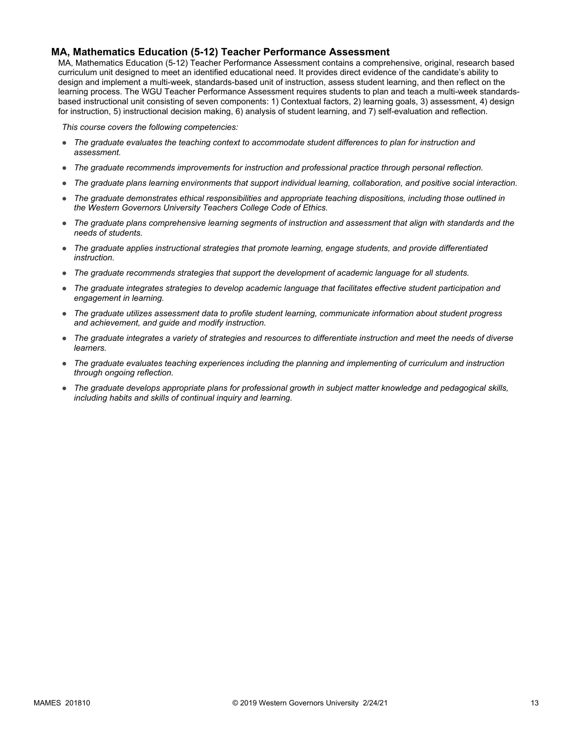### MA, Mathematics Education (5-12) Teacher Performance Assessment

MA, Mathematics Education (5-12) Teacher Performance Assessment contains a comprehensive, original, research based curriculum unit designed to meet an identified educational need. It provides direct evidence of the candidate's ability to design and implement a multi-week, standards-based unit of instruction, assess student learning, and then reflect on the learning process. The WGU Teacher Performance Assessment requires students to plan and teach a multi-week standards-based instructional unit consisting of seven components: 1) Contextual factors, 2) learning goals, 3) assessment, 4) design for instruction, 5) instructional decision making, 6) analysis of student learning, and 7) self-evaluation and reflection.

*This course covers the following competencies:*

- *The graduate evaluates the teaching context to accommodate student differences to plan for instruction and assessment.*
- *The graduate recommends improvements for instruction and professional practice through personal reflection.*
- *The graduate plans learning environments that support individual learning, collaboration, and positive social interaction.*
- *The graduate demonstrates ethical responsibilities and appropriate teaching dispositions, including those outlined in the Western Governors University Teachers College Code of Ethics.*
- *The graduate plans comprehensive learning segments of instruction and assessment that align with standards and the needs of students.*
- *The graduate applies instructional strategies that promote learning, engage students, and provide differentiated instruction.*
- *The graduate recommends strategies that support the development of academic language for all students.*
- *The graduate integrates strategies to develop academic language that facilitates effective student participation and engagement in learning.*
- *The graduate utilizes assessment data to profile student learning, communicate information about student progress and achievement, and guide and modify instruction.*
- *The graduate integrates a variety of strategies and resources to differentiate instruction and meet the needs of diverse learners.*
- *The graduate evaluates teaching experiences including the planning and implementing of curriculum and instruction through ongoing reflection.*
- *The graduate develops appropriate plans for professional growth in subject matter knowledge and pedagogical skills, including habits and skills of continual inquiry and learning.*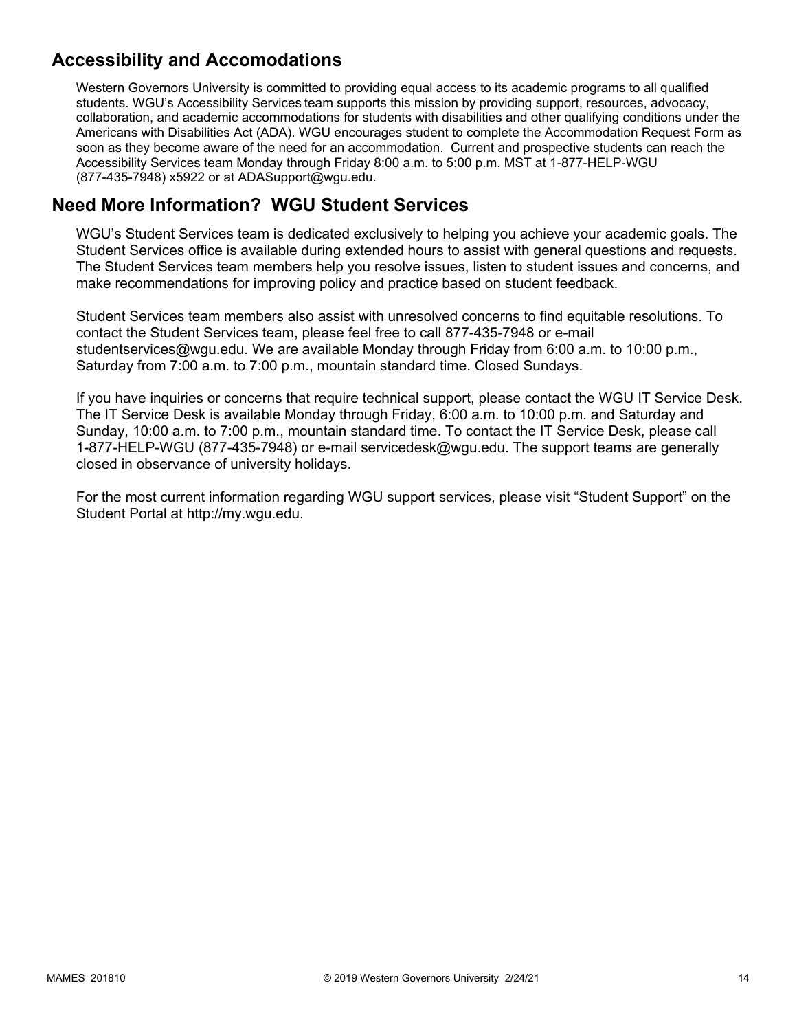## Accessibility and Accomodations

Western Governors University is committed to providing equal access to its academic programs to all qualified students. WGU's Accessibility Services team supports this mission by providing support, resources, advocacy, collaboration, and academic accommodations for students with disabilities and other qualifying conditions under the Americans with Disabilities Act (ADA). WGU encourages student to complete the Accommodation Request Form as soon as they become aware of the need for an accommodation. Current and prospective students can reach the Accessibility Services team Monday through Friday 8:00 a.m. to 5:00 p.m. MST at 1-877-HELP-WGU (877-435-7948) x5922 or at ADASupport@wgu.edu.

## Need More Information? WGU Student Services

WGU's Student Services team is dedicated exclusively to helping you achieve your academic goals. The Student Services office is available during extended hours to assist with general questions and requests. The Student Services team members help you resolve issues, listen to student issues and concerns, and make recommendations for improving policy and practice based on student feedback.

Student Services team members also assist with unresolved concerns to find equitable resolutions. To contact the Student Services team, please feel free to call 877-435-7948 or e-mail studentservices@wgu.edu. We are available Monday through Friday from 6:00 a.m. to 10:00 p.m., Saturday from 7:00 a.m. to 7:00 p.m., mountain standard time. Closed Sundays.

If you have inquiries or concerns that require technical support, please contact the WGU IT Service Desk. The IT Service Desk is available Monday through Friday, 6:00 a.m. to 10:00 p.m. and Saturday and Sunday, 10:00 a.m. to 7:00 p.m., mountain standard time. To contact the IT Service Desk, please call 1-877-HELP-WGU (877-435-7948) or e-mail servicedesk@wgu.edu. The support teams are generally closed in observance of university holidays.

For the most current information regarding WGU support services, please visit "Student Support" on the Student Portal at http://my.wgu.edu.